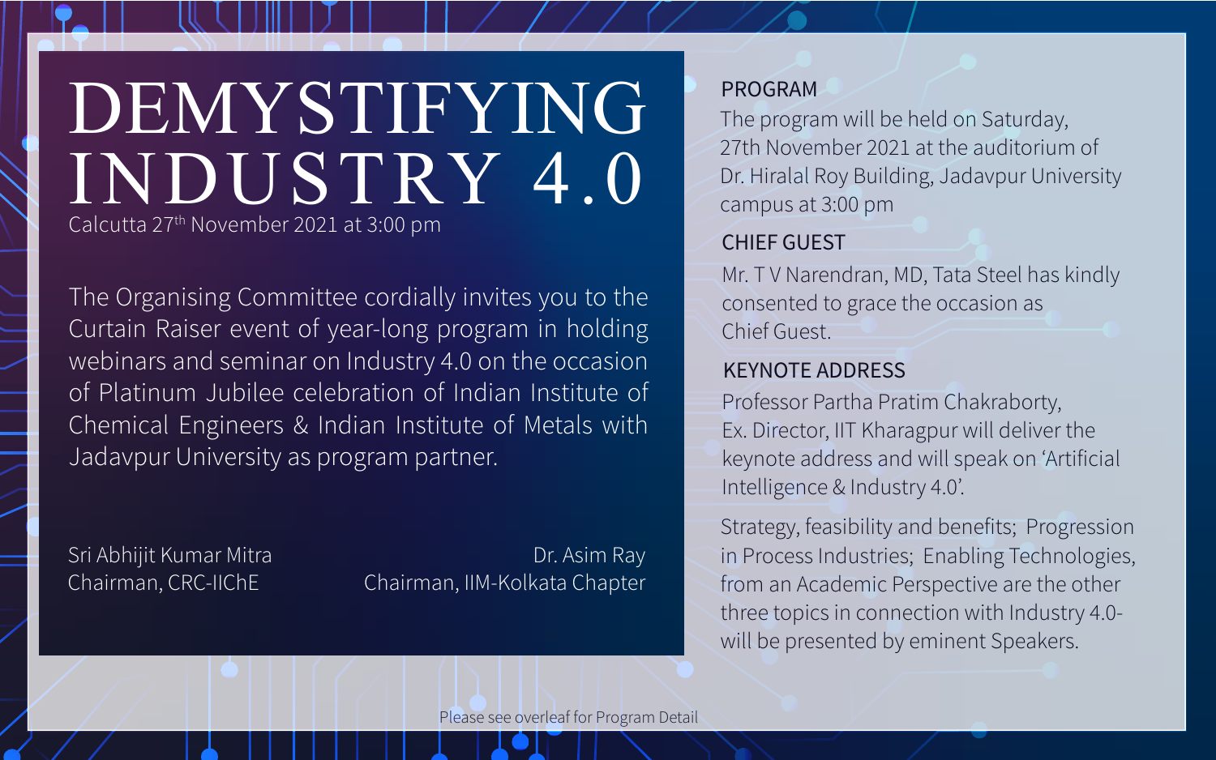# DEMYSTIFYING INDUSTRY 4.0

Calcutta 27th November 2021 at 3:00 pm

The Organising Committee cordially invites you to the Curtain Raiser event of year-long program in holding webinars and seminar on Industry 4.0 on the occasion of Platinum Jubilee celebration of Indian Institute of Chemical Engineers & Indian Institute of Metals with Jadavpur University as program partner.

Sri Abhijit Kumar Mitra
Chairman, CRC-IIChE

Dr. Asim Ray
Chairman, IIM-Kolkata Chapter

## PROGRAM

The program will be held on Saturday, 27th November 2021 at the auditorium of Dr. Hiralal Roy Building, Jadavpur University campus at 3:00 pm

## CHIEF GUEST

Mr. T V Narendran, MD, Tata Steel has kindly consented to grace the occasion as Chief Guest.

## KEYNOTE ADDRESS

Professor Partha Pratim Chakraborty, Ex. Director, IIT Kharagpur will deliver the keynote address and will speak on 'Artificial Intelligence & Industry 4.0'.

Strategy, feasibility and benefits; Progression in Process Industries; Enabling Technologies, from an Academic Perspective are the other three topics in connection with Industry 4.0- will be presented by eminent Speakers.

Please see overleaf for Program Detail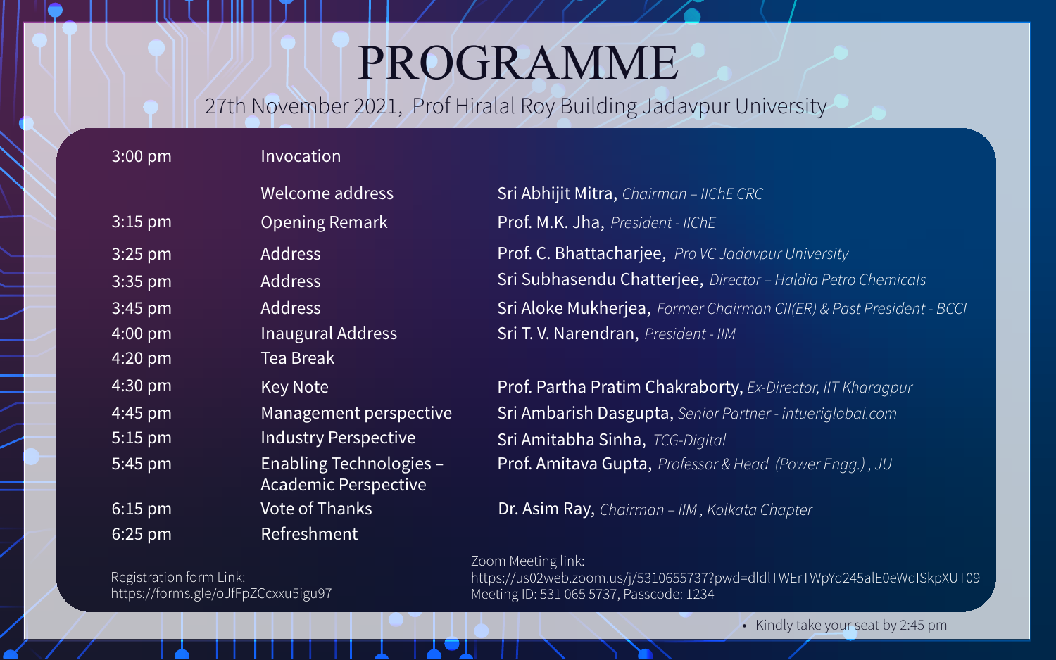# PROGRAMME

27th November 2021, Prof Hiralal Roy Building Jadavpur University

| | | |
|---|---|---|
| 3:00 pm | Invocation | |
| | Welcome address | Sri Abhijit Mitra, *Chairman – IIChE CRC* |
| 3:15 pm | Opening Remark | Prof. M.K. Jha, *President - IIChE* |
| 3:25 pm | Address | Prof. C. Bhattacharjee, *Pro VC Jadavpur University* |
| 3:35 pm | Address | Sri Subhasendu Chatterjee, *Director – Haldia Petro Chemicals* |
| 3:45 pm | Address | Sri Aloke Mukherjea, *Former Chairman CII(ER) & Past President - BCCI* |
| 4:00 pm | Inaugural Address | Sri T. V. Narendran, *President - IIM* |
| 4:20 pm | Tea Break | |
| 4:30 pm | Key Note | Prof. Partha Pratim Chakraborty, *Ex-Director, IIT Kharagpur* |
| 4:45 pm | Management perspective | Sri Ambarish Dasgupta, *Senior Partner - intueriglobal.com* |
| 5:15 pm | Industry Perspective | Sri Amitabha Sinha, *TCG-Digital* |
| 5:45 pm | Enabling Technologies – Academic Perspective | Prof. Amitava Gupta, *Professor & Head (Power Engg.), JU* |
| 6:15 pm | Vote of Thanks | Dr. Asim Ray, *Chairman – IIM, Kolkata Chapter* |
| 6:25 pm | Refreshment | |

Registration form Link:
https://forms.gle/oJfFpZCcxxu5igu97

Zoom Meeting link:
https://us02web.zoom.us/j/5310655737?pwd=dldlTWErTWpYd245alE0eWdISkpXUT09
Meeting ID: 531 065 5737, Passcode: 1234

- Kindly take your seat by 2:45 pm